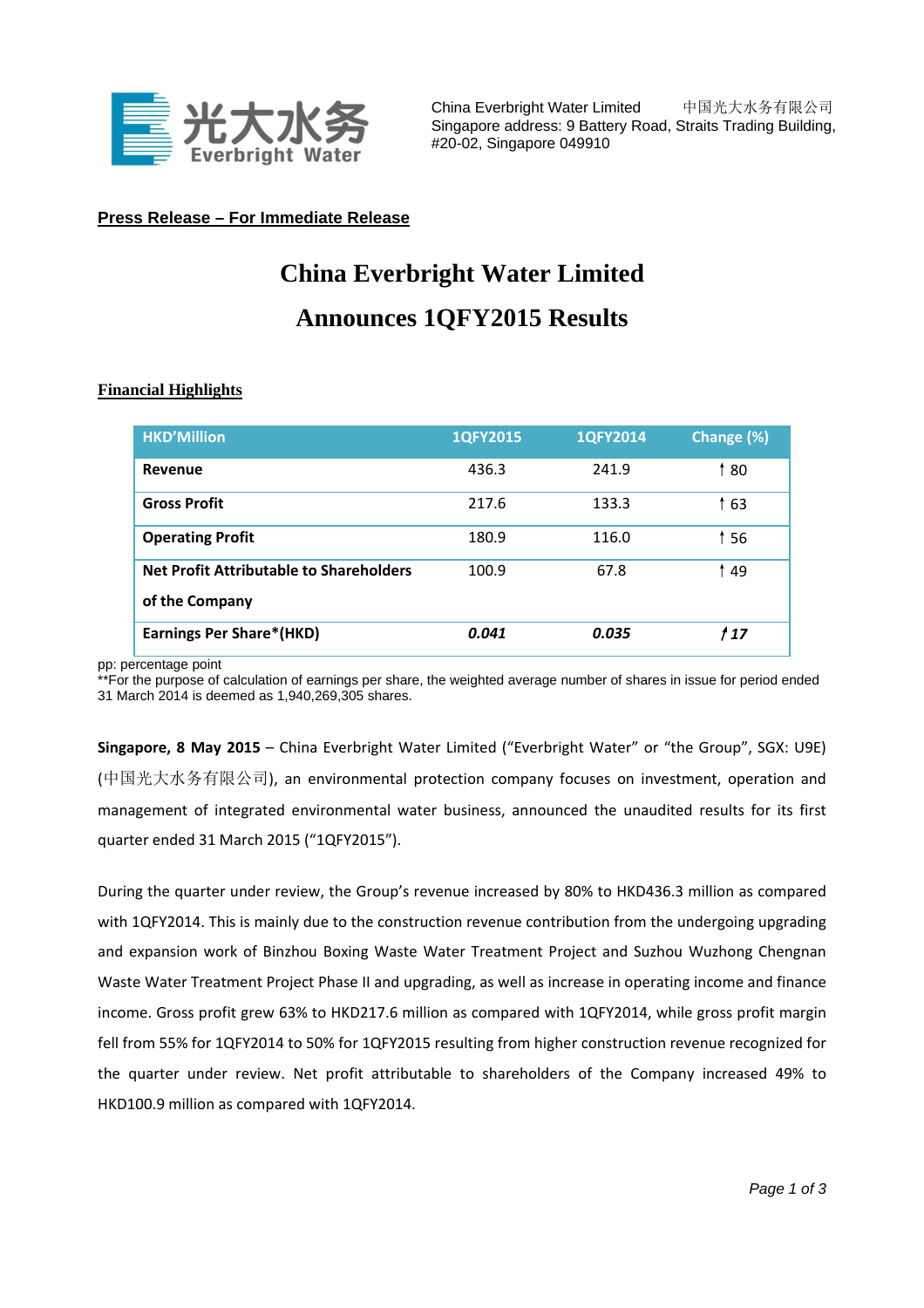China Everbright Water Limited　　中国光大水务有限公司
Singapore address: 9 Battery Road, Straits Trading Building, #20-02, Singapore 049910

**Press Release – For Immediate Release**

# China Everbright Water Limited Announces 1QFY2015 Results

**Financial Highlights**

| HKD'Million | 1QFY2015 | 1QFY2014 | Change (%) |
|---|---|---|---|
| **Revenue** | 436.3 | 241.9 | ↑ 80 |
| **Gross Profit** | 217.6 | 133.3 | ↑ 63 |
| **Operating Profit** | 180.9 | 116.0 | ↑ 56 |
| **Net Profit Attributable to Shareholders of the Company** | 100.9 | 67.8 | ↑ 49 |
| **Earnings Per Share*(HKD)** | ***0.041*** | ***0.035*** | ***↑ 17*** |

pp: percentage point
**For the purpose of calculation of earnings per share, the weighted average number of shares in issue for period ended 31 March 2014 is deemed as 1,940,269,305 shares.

**Singapore, 8 May 2015** – China Everbright Water Limited ("Everbright Water" or "the Group", SGX: U9E) (中国光大水务有限公司), an environmental protection company focuses on investment, operation and management of integrated environmental water business, announced the unaudited results for its first quarter ended 31 March 2015 ("1QFY2015").

During the quarter under review, the Group's revenue increased by 80% to HKD436.3 million as compared with 1QFY2014. This is mainly due to the construction revenue contribution from the undergoing upgrading and expansion work of Binzhou Boxing Waste Water Treatment Project and Suzhou Wuzhong Chengnan Waste Water Treatment Project Phase II and upgrading, as well as increase in operating income and finance income. Gross profit grew 63% to HKD217.6 million as compared with 1QFY2014, while gross profit margin fell from 55% for 1QFY2014 to 50% for 1QFY2015 resulting from higher construction revenue recognized for the quarter under review. Net profit attributable to shareholders of the Company increased 49% to HKD100.9 million as compared with 1QFY2014.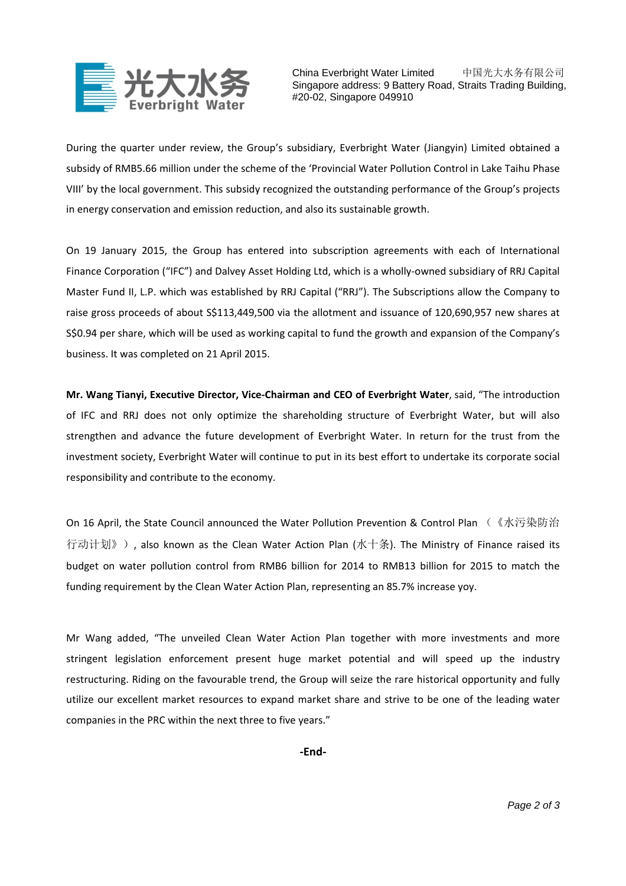During the quarter under review, the Group's subsidiary, Everbright Water (Jiangyin) Limited obtained a subsidy of RMB5.66 million under the scheme of the 'Provincial Water Pollution Control in Lake Taihu Phase VIII' by the local government. This subsidy recognized the outstanding performance of the Group's projects in energy conservation and emission reduction, and also its sustainable growth.

On 19 January 2015, the Group has entered into subscription agreements with each of International Finance Corporation ("IFC") and Dalvey Asset Holding Ltd, which is a wholly-owned subsidiary of RRJ Capital Master Fund II, L.P. which was established by RRJ Capital ("RRJ"). The Subscriptions allow the Company to raise gross proceeds of about S$113,449,500 via the allotment and issuance of 120,690,957 new shares at S$0.94 per share, which will be used as working capital to fund the growth and expansion of the Company's business. It was completed on 21 April 2015.

**Mr. Wang Tianyi, Executive Director, Vice-Chairman and CEO of Everbright Water**, said, "The introduction of IFC and RRJ does not only optimize the shareholding structure of Everbright Water, but will also strengthen and advance the future development of Everbright Water. In return for the trust from the investment society, Everbright Water will continue to put in its best effort to undertake its corporate social responsibility and contribute to the economy.

On 16 April, the State Council announced the Water Pollution Prevention & Control Plan （《水污染防治行动计划》）, also known as the Clean Water Action Plan (水十条). The Ministry of Finance raised its budget on water pollution control from RMB6 billion for 2014 to RMB13 billion for 2015 to match the funding requirement by the Clean Water Action Plan, representing an 85.7% increase yoy.

Mr Wang added, "The unveiled Clean Water Action Plan together with more investments and more stringent legislation enforcement present huge market potential and will speed up the industry restructuring. Riding on the favourable trend, the Group will seize the rare historical opportunity and fully utilize our excellent market resources to expand market share and strive to be one of the leading water companies in the PRC within the next three to five years."

**-End-**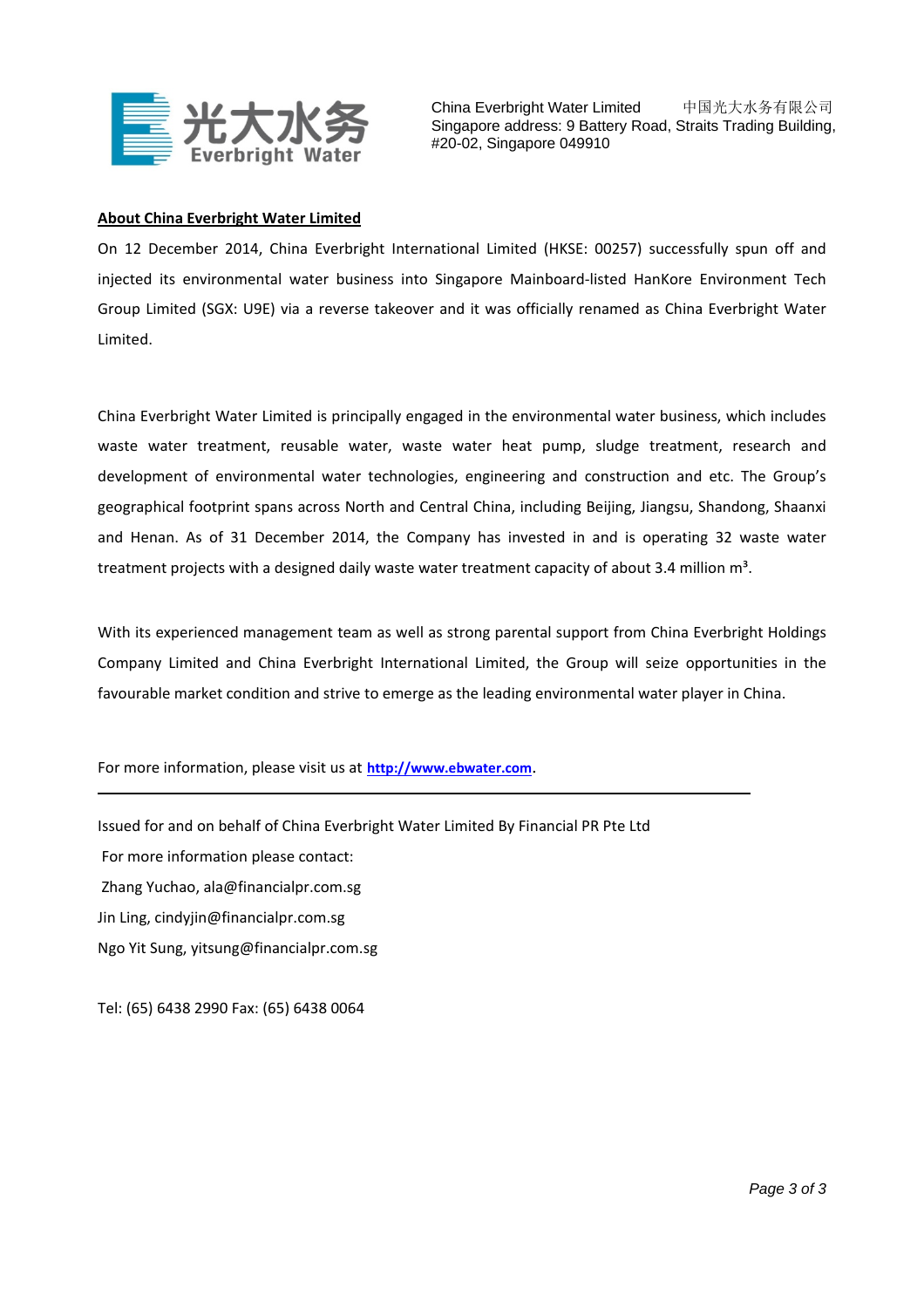China Everbright Water Limited 中国光大水务有限公司
Singapore address: 9 Battery Road, Straits Trading Building, #20-02, Singapore 049910

**About China Everbright Water Limited**

On 12 December 2014, China Everbright International Limited (HKSE: 00257) successfully spun off and injected its environmental water business into Singapore Mainboard-listed HanKore Environment Tech Group Limited (SGX: U9E) via a reverse takeover and it was officially renamed as China Everbright Water Limited.

China Everbright Water Limited is principally engaged in the environmental water business, which includes waste water treatment, reusable water, waste water heat pump, sludge treatment, research and development of environmental water technologies, engineering and construction and etc. The Group's geographical footprint spans across North and Central China, including Beijing, Jiangsu, Shandong, Shaanxi and Henan. As of 31 December 2014, the Company has invested in and is operating 32 waste water treatment projects with a designed daily waste water treatment capacity of about 3.4 million $m^3$.

With its experienced management team as well as strong parental support from China Everbright Holdings Company Limited and China Everbright International Limited, the Group will seize opportunities in the favourable market condition and strive to emerge as the leading environmental water player in China.

For more information, please visit us at **http://www.ebwater.com**.

---

Issued for and on behalf of China Everbright Water Limited By Financial PR Pte Ltd
For more information please contact:
Zhang Yuchao, ala@financialpr.com.sg
Jin Ling, cindyjin@financialpr.com.sg
Ngo Yit Sung, yitsung@financialpr.com.sg

Tel: (65) 6438 2990 Fax: (65) 6438 0064